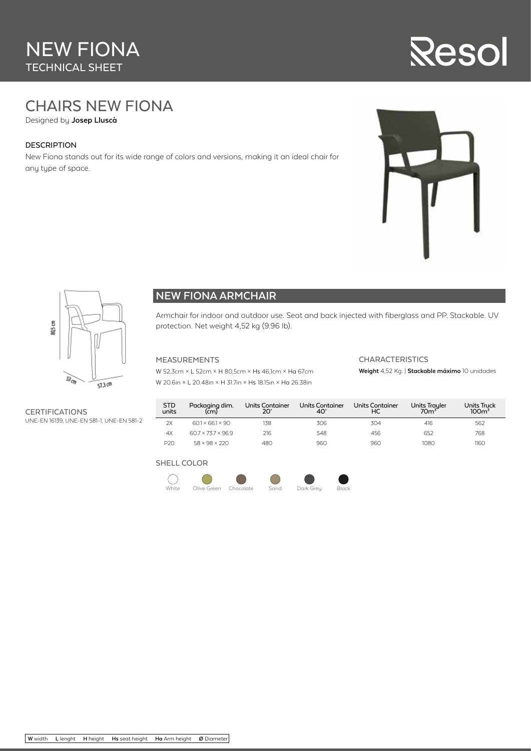# NEW FIONA
TECHNICAL SHEET

Resol

## CHAIRS NEW FIONA

Designed by **Josep Lluscà**

### DESCRIPTION

New Fiona stands out for its wide range of colors and versions, making it an ideal chair for any type of space.

80,5 cm
53 cm
57,3 cm

## NEW FIONA ARMCHAIR

Armchair for indoor and outdoor use. Seat and back injected with fiberglass and PP. Stackable. UV protection. Net weight 4,52 kg (9.96 lb).

### MEASUREMENTS

W 52,3cm × L 52cm × H 80,5cm × Hs 46,1cm × Ha 67cm
W 20.6in × L 20.48in × H 31.7in × Hs 18.15in × Ha 26.38in

### CHARACTERISTICS

**Weight** 4,52 Kg. | **Stackable máximo** 10 unidades

### CERTIFICATIONS

UNE-EN 16139, UNE-EN 581-1, UNE-EN 581-2

| STD units | Packaging dim. (cm) | Units Container 20' | Units Container 40' | Units Container HC | Units Trayler 70m³ | Units Truck 100m³ |
|---|---|---|---|---|---|---|
| 2X | 60.1 × 66.1 × 90 | 138 | 306 | 304 | 416 | 562 |
| 4X | 60.7 × 73.7 × 96.9 | 216 | 548 | 456 | 652 | 768 |
| P20 | 58 × 98 × 220 | 480 | 960 | 960 | 1080 | 1160 |

### SHELL COLOR

White, Olive Green, Chocolate, Sand, Dark Grey, Black

**W** width **L** lenght **H** height **Hs** seat height **Ha** Arm height **Ø** Diameter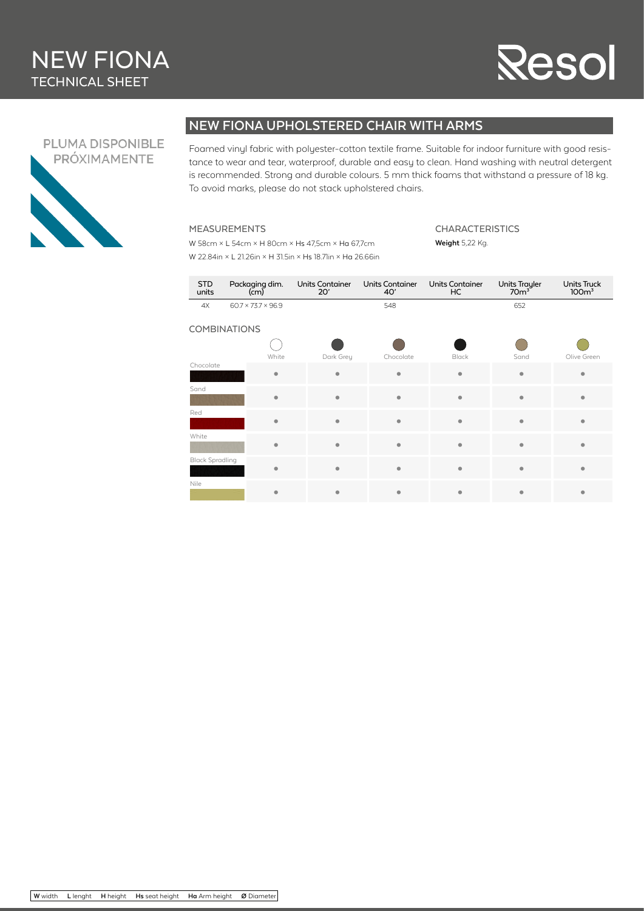# NEW FIONA
TECHNICAL SHEET

Resol

PLUMA DISPONIBLE PRÓXIMAMENTE

## NEW FIONA UPHOLSTERED CHAIR WITH ARMS

Foamed vinyl fabric with polyester-cotton textile frame. Suitable for indoor furniture with good resistance to wear and tear, waterproof, durable and easy to clean. Hand washing with neutral detergent is recommended. Strong and durable colours. 5 mm thick foams that withstand a pressure of 18 kg. To avoid marks, please do not stack upholstered chairs.

### MEASUREMENTS

W 58cm × L 54cm × H 80cm × Hs 47,5cm × Ha 67,7cm

W 22.84in × L 21.26in × H 31.5in × Hs 18.71in × Ha 26.66in

### CHARACTERISTICS

**Weight** 5,22 Kg.

| STD units | Packaging dim. (cm) | Units Container 20' | Units Container 40' | Units Container HC | Units Trayler $70m^3$ | Units Truck $100m^3$ |
|---|---|---|---|---|---|---|
| 4X | 60.7 × 73.7 × 96.9 | | 548 | | 652 | |

### COMBINATIONS

| | White | Dark Grey | Chocolate | Black | Sand | Olive Green |
|---|---|---|---|---|---|---|
| Chocolate | ● | ● | ● | ● | ● | ● |
| Sand | ● | ● | ● | ● | ● | ● |
| Red | ● | ● | ● | ● | ● | ● |
| White | ● | ● | ● | ● | ● | ● |
| Black Spradling | ● | ● | ● | ● | ● | ● |
| Nile | ● | ● | ● | ● | ● | ● |

**W** width **L** lenght **H** height **Hs** seat height **Ha** Arm height **Ø** Diameter